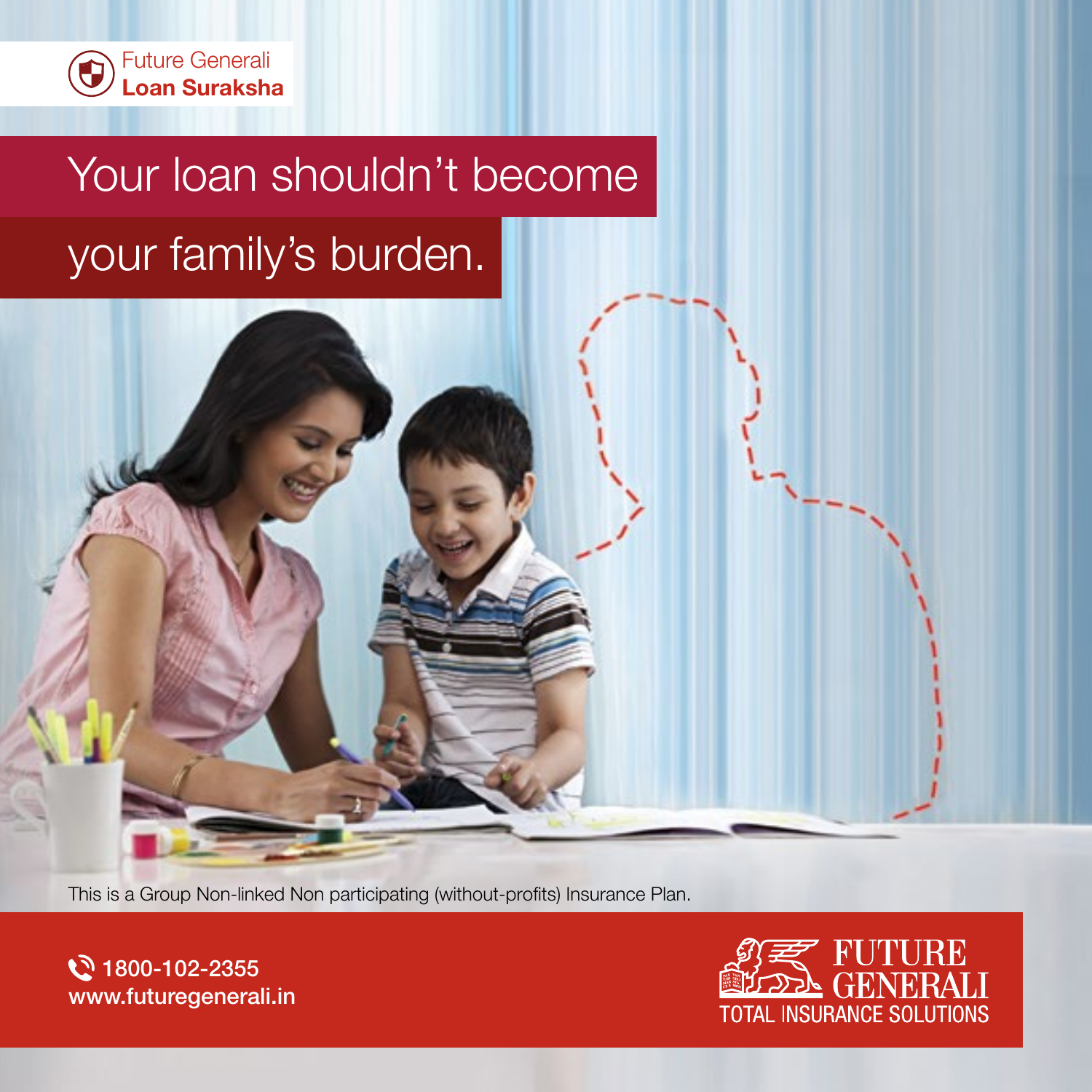Future Generali
**Loan Suraksha**

# Your loan shouldn't become your family's burden.

This is a Group Non-linked Non participating (without-profits) Insurance Plan.

1800-102-2355
www.futuregenerali.in

FUTURE GENERALI
TOTAL INSURANCE SOLUTIONS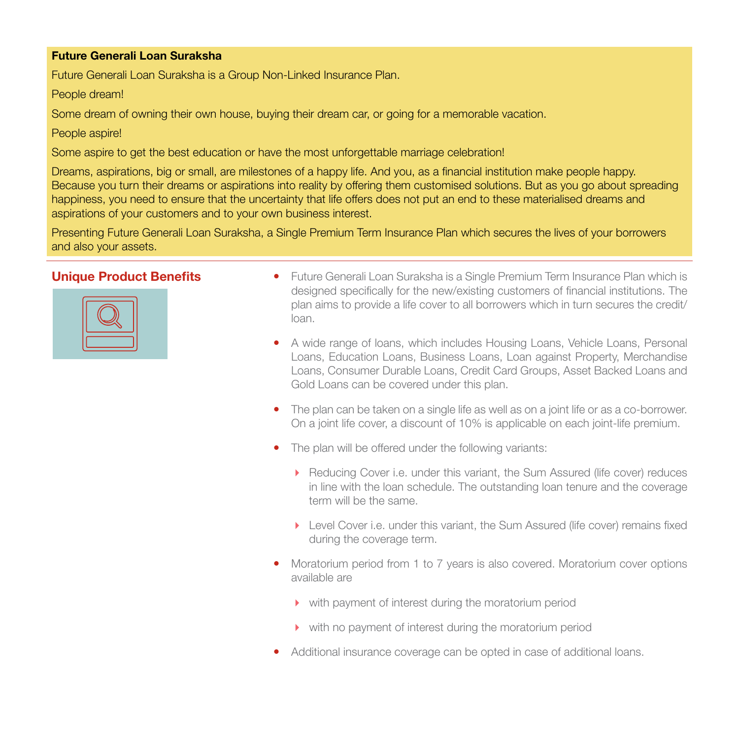## Future Generali Loan Suraksha

Future Generali Loan Suraksha is a Group Non-Linked Insurance Plan.

People dream!

Some dream of owning their own house, buying their dream car, or going for a memorable vacation.

People aspire!

Some aspire to get the best education or have the most unforgettable marriage celebration!

Dreams, aspirations, big or small, are milestones of a happy life. And you, as a financial institution make people happy. Because you turn their dreams or aspirations into reality by offering them customised solutions. But as you go about spreading happiness, you need to ensure that the uncertainty that life offers does not put an end to these materialised dreams and aspirations of your customers and to your own business interest.

Presenting Future Generali Loan Suraksha, a Single Premium Term Insurance Plan which secures the lives of your borrowers and also your assets.

### Unique Product Benefits

- Future Generali Loan Suraksha is a Single Premium Term Insurance Plan which is designed specifically for the new/existing customers of financial institutions. The plan aims to provide a life cover to all borrowers which in turn secures the credit/ loan.
- A wide range of loans, which includes Housing Loans, Vehicle Loans, Personal Loans, Education Loans, Business Loans, Loan against Property, Merchandise Loans, Consumer Durable Loans, Credit Card Groups, Asset Backed Loans and Gold Loans can be covered under this plan.
- The plan can be taken on a single life as well as on a joint life or as a co-borrower. On a joint life cover, a discount of 10% is applicable on each joint-life premium.
- The plan will be offered under the following variants:
  - Reducing Cover i.e. under this variant, the Sum Assured (life cover) reduces in line with the loan schedule. The outstanding loan tenure and the coverage term will be the same.
  - Level Cover i.e. under this variant, the Sum Assured (life cover) remains fixed during the coverage term.
- Moratorium period from 1 to 7 years is also covered. Moratorium cover options available are
  - with payment of interest during the moratorium period
  - with no payment of interest during the moratorium period
- Additional insurance coverage can be opted in case of additional loans.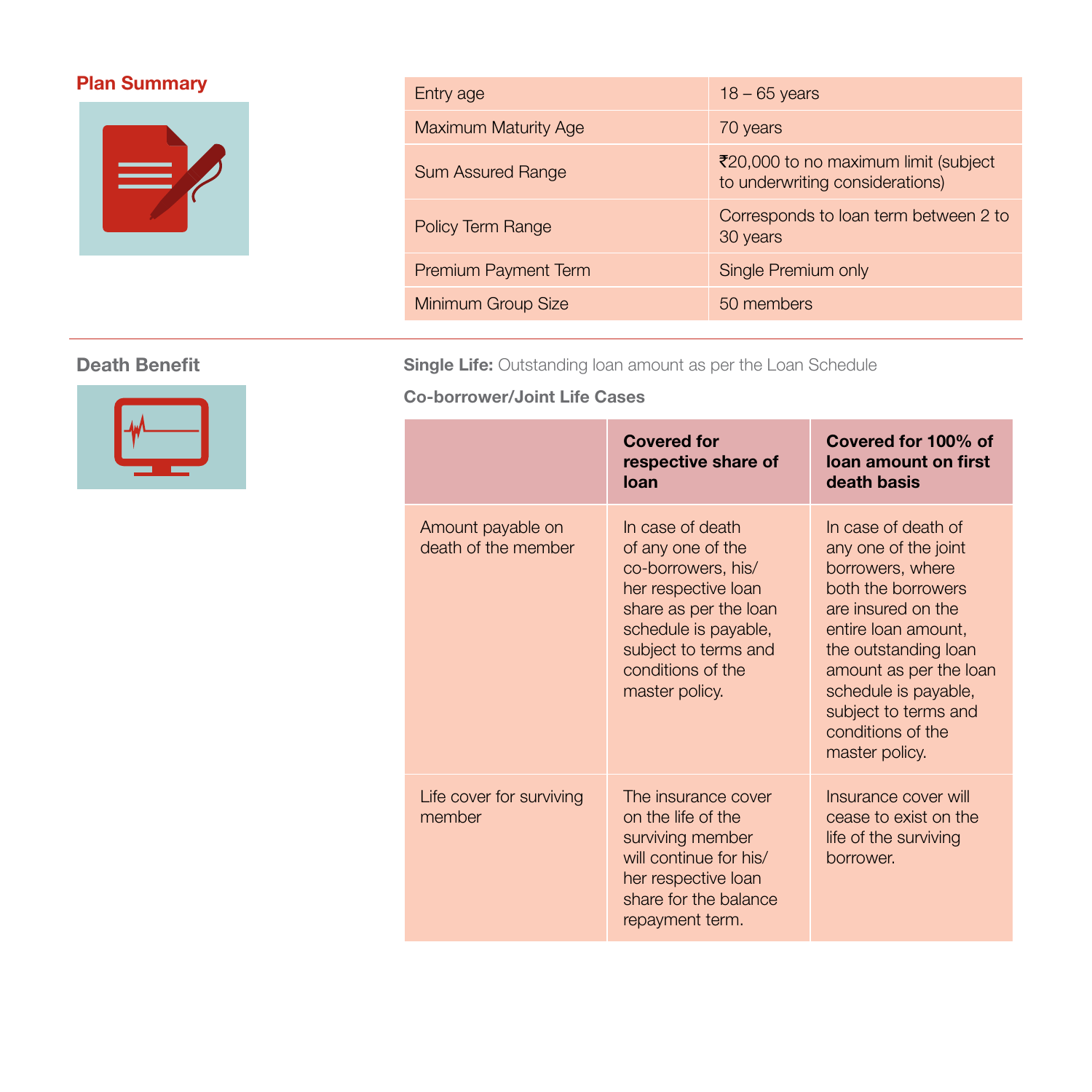## Plan Summary

| | |
|---|---|
| Entry age | 18 – 65 years |
| Maximum Maturity Age | 70 years |
| Sum Assured Range | ₹20,000 to no maximum limit (subject to underwriting considerations) |
| Policy Term Range | Corresponds to loan term between 2 to 30 years |
| Premium Payment Term | Single Premium only |
| Minimum Group Size | 50 members |

## Death Benefit

**Single Life:** Outstanding loan amount as per the Loan Schedule

**Co-borrower/Joint Life Cases**

| | **Covered for respective share of loan** | **Covered for 100% of loan amount on first death basis** |
|---|---|---|
| Amount payable on death of the member | In case of death of any one of the co-borrowers, his/her respective loan share as per the loan schedule is payable, subject to terms and conditions of the master policy. | In case of death of any one of the joint borrowers, where both the borrowers are insured on the entire loan amount, the outstanding loan amount as per the loan schedule is payable, subject to terms and conditions of the master policy. |
| Life cover for surviving member | The insurance cover on the life of the surviving member will continue for his/her respective loan share for the balance repayment term. | Insurance cover will cease to exist on the life of the surviving borrower. |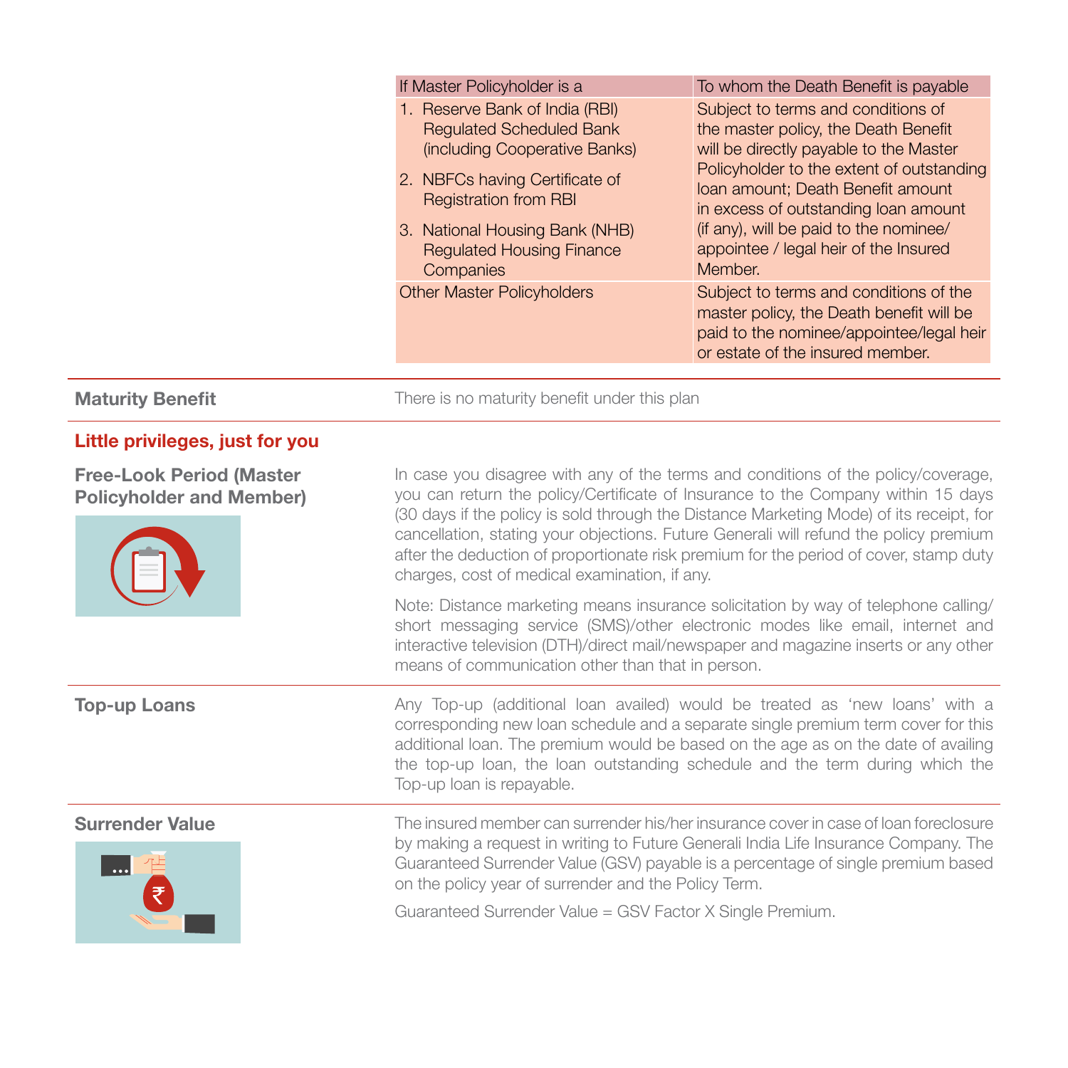| If Master Policyholder is a | To whom the Death Benefit is payable |
|---|---|
| 1. Reserve Bank of India (RBI) Regulated Scheduled Bank (including Cooperative Banks)<br>2. NBFCs having Certificate of Registration from RBI<br>3. National Housing Bank (NHB) Regulated Housing Finance Companies | Subject to terms and conditions of the master policy, the Death Benefit will be directly payable to the Master Policyholder to the extent of outstanding loan amount; Death Benefit amount in excess of outstanding loan amount (if any), will be paid to the nominee/ appointee / legal heir of the Insured Member. |
| Other Master Policyholders | Subject to terms and conditions of the master policy, the Death benefit will be paid to the nominee/appointee/legal heir or estate of the insured member. |

**Maturity Benefit**

There is no maturity benefit under this plan

## Little privileges, just for you

**Free-Look Period (Master Policyholder and Member)**

In case you disagree with any of the terms and conditions of the policy/coverage, you can return the policy/Certificate of Insurance to the Company within 15 days (30 days if the policy is sold through the Distance Marketing Mode) of its receipt, for cancellation, stating your objections. Future Generali will refund the policy premium after the deduction of proportionate risk premium for the period of cover, stamp duty charges, cost of medical examination, if any.

Note: Distance marketing means insurance solicitation by way of telephone calling/ short messaging service (SMS)/other electronic modes like email, internet and interactive television (DTH)/direct mail/newspaper and magazine inserts or any other means of communication other than that in person.

**Top-up Loans**

Any Top-up (additional loan availed) would be treated as 'new loans' with a corresponding new loan schedule and a separate single premium term cover for this additional loan. The premium would be based on the age as on the date of availing the top-up loan, the loan outstanding schedule and the term during which the Top-up loan is repayable.

**Surrender Value**

The insured member can surrender his/her insurance cover in case of loan foreclosure by making a request in writing to Future Generali India Life Insurance Company. The Guaranteed Surrender Value (GSV) payable is a percentage of single premium based on the policy year of surrender and the Policy Term.

Guaranteed Surrender Value = GSV Factor X Single Premium.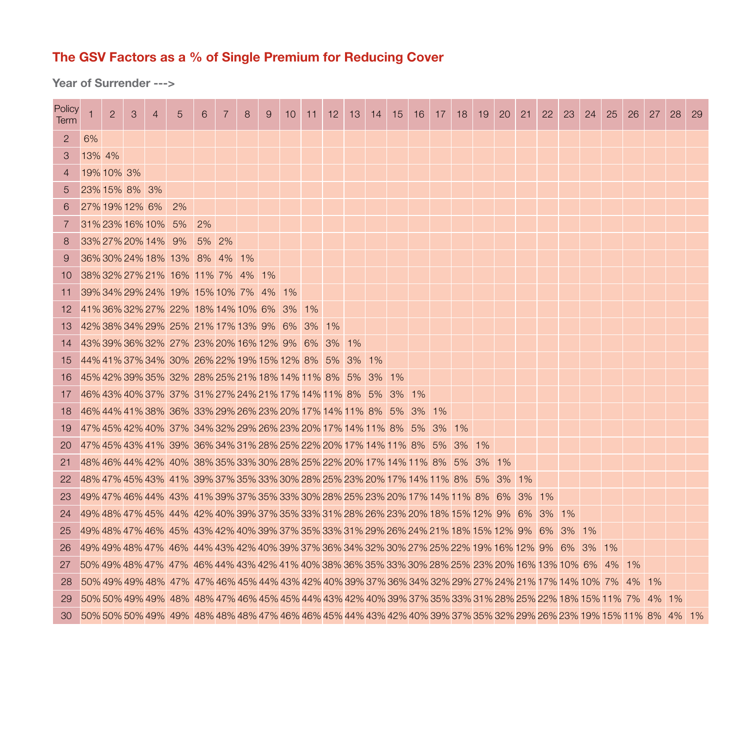## The GSV Factors as a % of Single Premium for Reducing Cover

**Year of Surrender --->**

| Policy Term | 1 | 2 | 3 | 4 | 5 | 6 | 7 | 8 | 9 | 10 | 11 | 12 | 13 | 14 | 15 | 16 | 17 | 18 | 19 | 20 | 21 | 22 | 23 | 24 | 25 | 26 | 27 | 28 | 29 |
|---|---|---|---|---|---|---|---|---|---|---|---|---|---|---|---|---|---|---|---|---|---|---|---|---|---|---|---|---|---|
| 2 | 6% | | | | | | | | | | | | | | | | | | | | | | | | | | | | |
| 3 | 13% | 4% | | | | | | | | | | | | | | | | | | | | | | | | | | | |
| 4 | 19% | 10% | 3% | | | | | | | | | | | | | | | | | | | | | | | | | | |
| 5 | 23% | 15% | 8% | 3% | | | | | | | | | | | | | | | | | | | | | | | | | |
| 6 | 27% | 19% | 12% | 6% | 2% | | | | | | | | | | | | | | | | | | | | | | | | |
| 7 | 31% | 23% | 16% | 10% | 5% | 2% | | | | | | | | | | | | | | | | | | | | | | | |
| 8 | 33% | 27% | 20% | 14% | 9% | 5% | 2% | | | | | | | | | | | | | | | | | | | | | | |
| 9 | 36% | 30% | 24% | 18% | 13% | 8% | 4% | 1% | | | | | | | | | | | | | | | | | | | | | |
| 10 | 38% | 32% | 27% | 21% | 16% | 11% | 7% | 4% | 1% | | | | | | | | | | | | | | | | | | | | |
| 11 | 39% | 34% | 29% | 24% | 19% | 15% | 10% | 7% | 4% | 1% | | | | | | | | | | | | | | | | | | | |
| 12 | 41% | 36% | 32% | 27% | 22% | 18% | 14% | 10% | 6% | 3% | 1% | | | | | | | | | | | | | | | | | | |
| 13 | 42% | 38% | 34% | 29% | 25% | 21% | 17% | 13% | 9% | 6% | 3% | 1% | | | | | | | | | | | | | | | | | |
| 14 | 43% | 39% | 36% | 32% | 27% | 23% | 20% | 16% | 12% | 9% | 6% | 3% | 1% | | | | | | | | | | | | | | | | |
| 15 | 44% | 41% | 37% | 34% | 30% | 26% | 22% | 19% | 15% | 12% | 8% | 5% | 3% | 1% | | | | | | | | | | | | | | | |
| 16 | 45% | 42% | 39% | 35% | 32% | 28% | 25% | 21% | 18% | 14% | 11% | 8% | 5% | 3% | 1% | | | | | | | | | | | | | | |
| 17 | 46% | 43% | 40% | 37% | 37% | 31% | 27% | 24% | 21% | 17% | 14% | 11% | 8% | 5% | 3% | 1% | | | | | | | | | | | | | |
| 18 | 46% | 44% | 41% | 38% | 36% | 33% | 29% | 26% | 23% | 20% | 17% | 14% | 11% | 8% | 5% | 3% | 1% | | | | | | | | | | | | |
| 19 | 47% | 45% | 42% | 40% | 37% | 34% | 32% | 29% | 26% | 23% | 20% | 17% | 14% | 11% | 8% | 5% | 3% | 1% | | | | | | | | | | | |
| 20 | 47% | 45% | 43% | 41% | 39% | 36% | 34% | 31% | 28% | 25% | 22% | 20% | 17% | 14% | 11% | 8% | 5% | 3% | 1% | | | | | | | | | | |
| 21 | 48% | 46% | 44% | 42% | 40% | 38% | 35% | 33% | 30% | 28% | 25% | 22% | 20% | 17% | 14% | 11% | 8% | 5% | 3% | 1% | | | | | | | | | |
| 22 | 48% | 47% | 45% | 43% | 41% | 39% | 37% | 35% | 33% | 30% | 28% | 25% | 23% | 20% | 17% | 14% | 11% | 8% | 5% | 3% | 1% | | | | | | | | |
| 23 | 49% | 47% | 46% | 44% | 43% | 41% | 39% | 37% | 35% | 33% | 30% | 28% | 25% | 23% | 20% | 17% | 14% | 11% | 8% | 6% | 3% | 1% | | | | | | | |
| 24 | 49% | 48% | 47% | 45% | 44% | 42% | 40% | 39% | 37% | 35% | 33% | 31% | 28% | 26% | 23% | 20% | 18% | 15% | 12% | 9% | 6% | 3% | 1% | | | | | | |
| 25 | 49% | 48% | 47% | 46% | 45% | 43% | 42% | 40% | 39% | 37% | 35% | 33% | 31% | 29% | 26% | 24% | 21% | 18% | 15% | 12% | 9% | 6% | 3% | 1% | | | | | |
| 26 | 49% | 49% | 48% | 47% | 46% | 44% | 43% | 42% | 40% | 39% | 37% | 36% | 34% | 32% | 30% | 27% | 25% | 22% | 19% | 16% | 12% | 9% | 6% | 3% | 1% | | | | |
| 27 | 50% | 49% | 48% | 47% | 47% | 46% | 44% | 43% | 42% | 41% | 40% | 38% | 36% | 35% | 33% | 30% | 28% | 25% | 23% | 20% | 16% | 13% | 10% | 6% | 4% | 1% | | | |
| 28 | 50% | 49% | 49% | 48% | 47% | 47% | 46% | 45% | 44% | 43% | 42% | 40% | 39% | 37% | 36% | 34% | 32% | 29% | 27% | 24% | 21% | 17% | 14% | 10% | 7% | 4% | 1% | | |
| 29 | 50% | 50% | 49% | 49% | 48% | 48% | 47% | 46% | 45% | 45% | 44% | 43% | 42% | 40% | 39% | 37% | 35% | 33% | 31% | 28% | 25% | 22% | 18% | 15% | 11% | 7% | 4% | 1% | |
| 30 | 50% | 50% | 50% | 49% | 49% | 48% | 48% | 48% | 47% | 46% | 46% | 45% | 44% | 43% | 42% | 40% | 39% | 37% | 35% | 32% | 29% | 26% | 23% | 19% | 15% | 11% | 8% | 4% | 1% |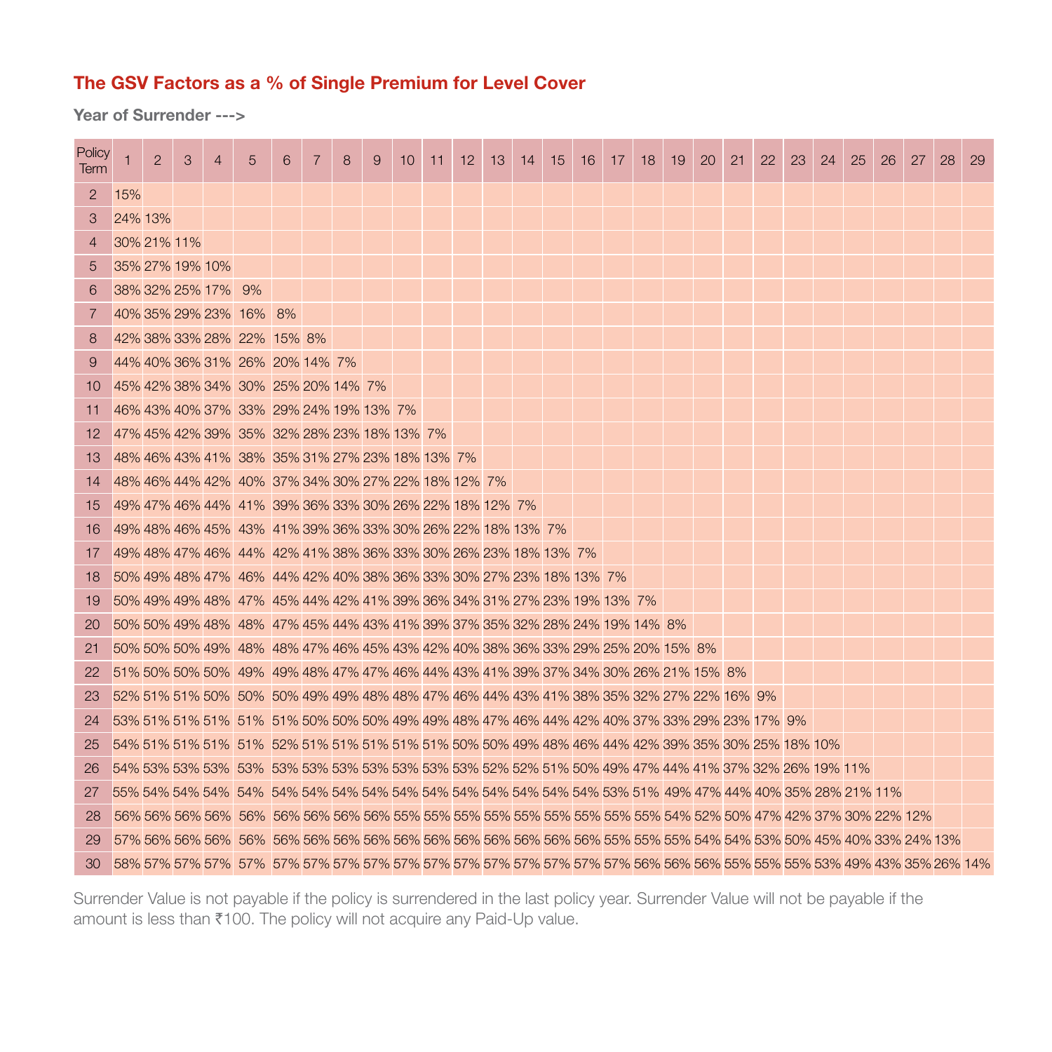## The GSV Factors as a % of Single Premium for Level Cover

**Year of Surrender --->**

| Policy Term | 1 | 2 | 3 | 4 | 5 | 6 | 7 | 8 | 9 | 10 | 11 | 12 | 13 | 14 | 15 | 16 | 17 | 18 | 19 | 20 | 21 | 22 | 23 | 24 | 25 | 26 | 27 | 28 | 29 |
|---|---|---|---|---|---|---|---|---|---|---|---|---|---|---|---|---|---|---|---|---|---|---|---|---|---|---|---|---|---|
| 2 | 15% | | | | | | | | | | | | | | | | | | | | | | | | | | | | |
| 3 | 24% | 13% | | | | | | | | | | | | | | | | | | | | | | | | | | | |
| 4 | 30% | 21% | 11% | | | | | | | | | | | | | | | | | | | | | | | | | | |
| 5 | 35% | 27% | 19% | 10% | | | | | | | | | | | | | | | | | | | | | | | | | |
| 6 | 38% | 32% | 25% | 17% | 9% | | | | | | | | | | | | | | | | | | | | | | | | |
| 7 | 40% | 35% | 29% | 23% | 16% | 8% | | | | | | | | | | | | | | | | | | | | | | | |
| 8 | 42% | 38% | 33% | 28% | 22% | 15% | 8% | | | | | | | | | | | | | | | | | | | | | | |
| 9 | 44% | 40% | 36% | 31% | 26% | 20% | 14% | 7% | | | | | | | | | | | | | | | | | | | | | |
| 10 | 45% | 42% | 38% | 34% | 30% | 25% | 20% | 14% | 7% | | | | | | | | | | | | | | | | | | | | |
| 11 | 46% | 43% | 40% | 37% | 33% | 29% | 24% | 19% | 13% | 7% | | | | | | | | | | | | | | | | | | | |
| 12 | 47% | 45% | 42% | 39% | 35% | 32% | 28% | 23% | 18% | 13% | 7% | | | | | | | | | | | | | | | | | | |
| 13 | 48% | 46% | 43% | 41% | 38% | 35% | 31% | 27% | 23% | 18% | 13% | 7% | | | | | | | | | | | | | | | | | |
| 14 | 48% | 46% | 44% | 42% | 40% | 37% | 34% | 30% | 27% | 22% | 18% | 12% | 7% | | | | | | | | | | | | | | | | |
| 15 | 49% | 47% | 46% | 44% | 41% | 39% | 36% | 33% | 30% | 26% | 22% | 18% | 12% | 7% | | | | | | | | | | | | | | | |
| 16 | 49% | 48% | 46% | 45% | 43% | 41% | 39% | 36% | 33% | 30% | 26% | 22% | 18% | 13% | 7% | | | | | | | | | | | | | | |
| 17 | 49% | 48% | 47% | 46% | 44% | 42% | 41% | 38% | 36% | 33% | 30% | 26% | 23% | 18% | 13% | 7% | | | | | | | | | | | | | |
| 18 | 50% | 49% | 48% | 47% | 46% | 44% | 42% | 40% | 38% | 36% | 33% | 30% | 27% | 23% | 18% | 13% | 7% | | | | | | | | | | | | |
| 19 | 50% | 49% | 49% | 48% | 47% | 45% | 44% | 42% | 41% | 39% | 36% | 34% | 31% | 27% | 23% | 19% | 13% | 7% | | | | | | | | | | | |
| 20 | 50% | 50% | 49% | 48% | 48% | 47% | 45% | 44% | 43% | 41% | 39% | 37% | 35% | 32% | 28% | 24% | 19% | 14% | 8% | | | | | | | | | | |
| 21 | 50% | 50% | 50% | 49% | 48% | 48% | 47% | 46% | 45% | 43% | 42% | 40% | 38% | 36% | 33% | 29% | 25% | 20% | 15% | 8% | | | | | | | | | |
| 22 | 51% | 50% | 50% | 50% | 49% | 49% | 48% | 47% | 47% | 46% | 44% | 43% | 41% | 39% | 37% | 34% | 30% | 26% | 21% | 15% | 8% | | | | | | | | |
| 23 | 52% | 51% | 51% | 50% | 50% | 50% | 49% | 49% | 48% | 48% | 47% | 46% | 44% | 43% | 41% | 38% | 35% | 32% | 27% | 22% | 16% | 9% | | | | | | | |
| 24 | 53% | 51% | 51% | 51% | 51% | 51% | 50% | 50% | 50% | 49% | 49% | 48% | 47% | 46% | 44% | 42% | 40% | 37% | 33% | 29% | 23% | 17% | 9% | | | | | | |
| 25 | 54% | 51% | 51% | 51% | 51% | 52% | 51% | 51% | 51% | 51% | 51% | 50% | 50% | 49% | 48% | 46% | 44% | 42% | 39% | 35% | 30% | 25% | 18% | 10% | | | | | |
| 26 | 54% | 53% | 53% | 53% | 53% | 53% | 53% | 53% | 53% | 53% | 53% | 53% | 52% | 52% | 51% | 50% | 49% | 47% | 44% | 41% | 37% | 32% | 26% | 19% | 11% | | | | |
| 27 | 55% | 54% | 54% | 54% | 54% | 54% | 54% | 54% | 54% | 54% | 54% | 54% | 54% | 54% | 54% | 54% | 53% | 51% | 49% | 47% | 44% | 40% | 35% | 28% | 21% | 11% | | | |
| 28 | 56% | 56% | 56% | 56% | 56% | 56% | 56% | 56% | 56% | 55% | 55% | 55% | 55% | 55% | 55% | 55% | 55% | 55% | 54% | 52% | 50% | 47% | 42% | 37% | 30% | 22% | 12% | | |
| 29 | 57% | 56% | 56% | 56% | 56% | 56% | 56% | 56% | 56% | 56% | 56% | 56% | 56% | 56% | 56% | 56% | 55% | 55% | 55% | 54% | 54% | 53% | 50% | 45% | 40% | 33% | 24% | 13% | |
| 30 | 58% | 57% | 57% | 57% | 57% | 57% | 57% | 57% | 57% | 57% | 57% | 57% | 57% | 57% | 57% | 57% | 57% | 56% | 56% | 56% | 55% | 55% | 55% | 53% | 49% | 43% | 35% | 26% | 14% |

Surrender Value is not payable if the policy is surrendered in the last policy year. Surrender Value will not be payable if the amount is less than ₹100. The policy will not acquire any Paid-Up value.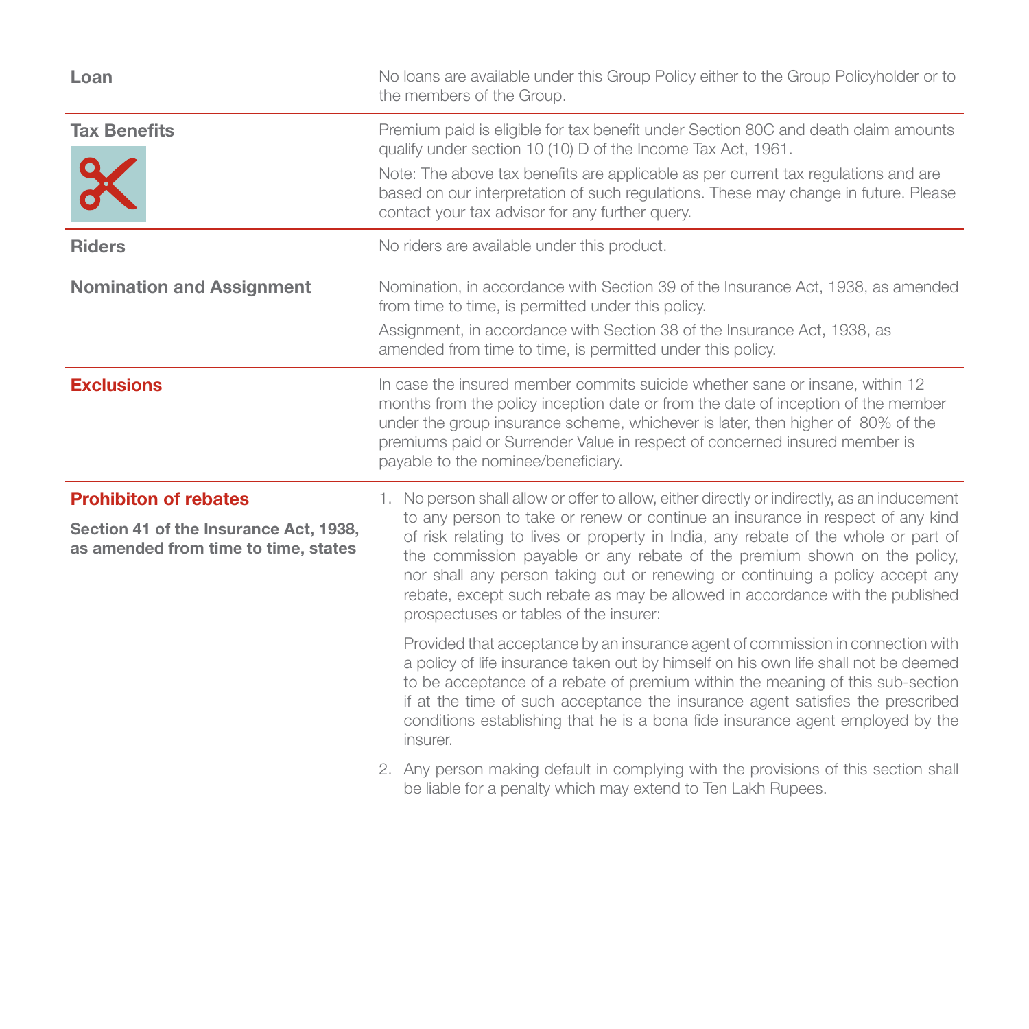**Loan**

No loans are available under this Group Policy either to the Group Policyholder or to the members of the Group.

**Tax Benefits**

Premium paid is eligible for tax benefit under Section 80C and death claim amounts qualify under section 10 (10) D of the Income Tax Act, 1961.

Note: The above tax benefits are applicable as per current tax regulations and are based on our interpretation of such regulations. These may change in future. Please contact your tax advisor for any further query.

**Riders**

No riders are available under this product.

**Nomination and Assignment**

Nomination, in accordance with Section 39 of the Insurance Act, 1938, as amended from time to time, is permitted under this policy.

Assignment, in accordance with Section 38 of the Insurance Act, 1938, as amended from time to time, is permitted under this policy.

**Exclusions**

In case the insured member commits suicide whether sane or insane, within 12 months from the policy inception date or from the date of inception of the member under the group insurance scheme, whichever is later, then higher of 80% of the premiums paid or Surrender Value in respect of concerned insured member is payable to the nominee/beneficiary.

**Prohibiton of rebates**

**Section 41 of the Insurance Act, 1938, as amended from time to time, states**

1. No person shall allow or offer to allow, either directly or indirectly, as an inducement to any person to take or renew or continue an insurance in respect of any kind of risk relating to lives or property in India, any rebate of the whole or part of the commission payable or any rebate of the premium shown on the policy, nor shall any person taking out or renewing or continuing a policy accept any rebate, except such rebate as may be allowed in accordance with the published prospectuses or tables of the insurer:

   Provided that acceptance by an insurance agent of commission in connection with a policy of life insurance taken out by himself on his own life shall not be deemed to be acceptance of a rebate of premium within the meaning of this sub-section if at the time of such acceptance the insurance agent satisfies the prescribed conditions establishing that he is a bona fide insurance agent employed by the insurer.

2. Any person making default in complying with the provisions of this section shall be liable for a penalty which may extend to Ten Lakh Rupees.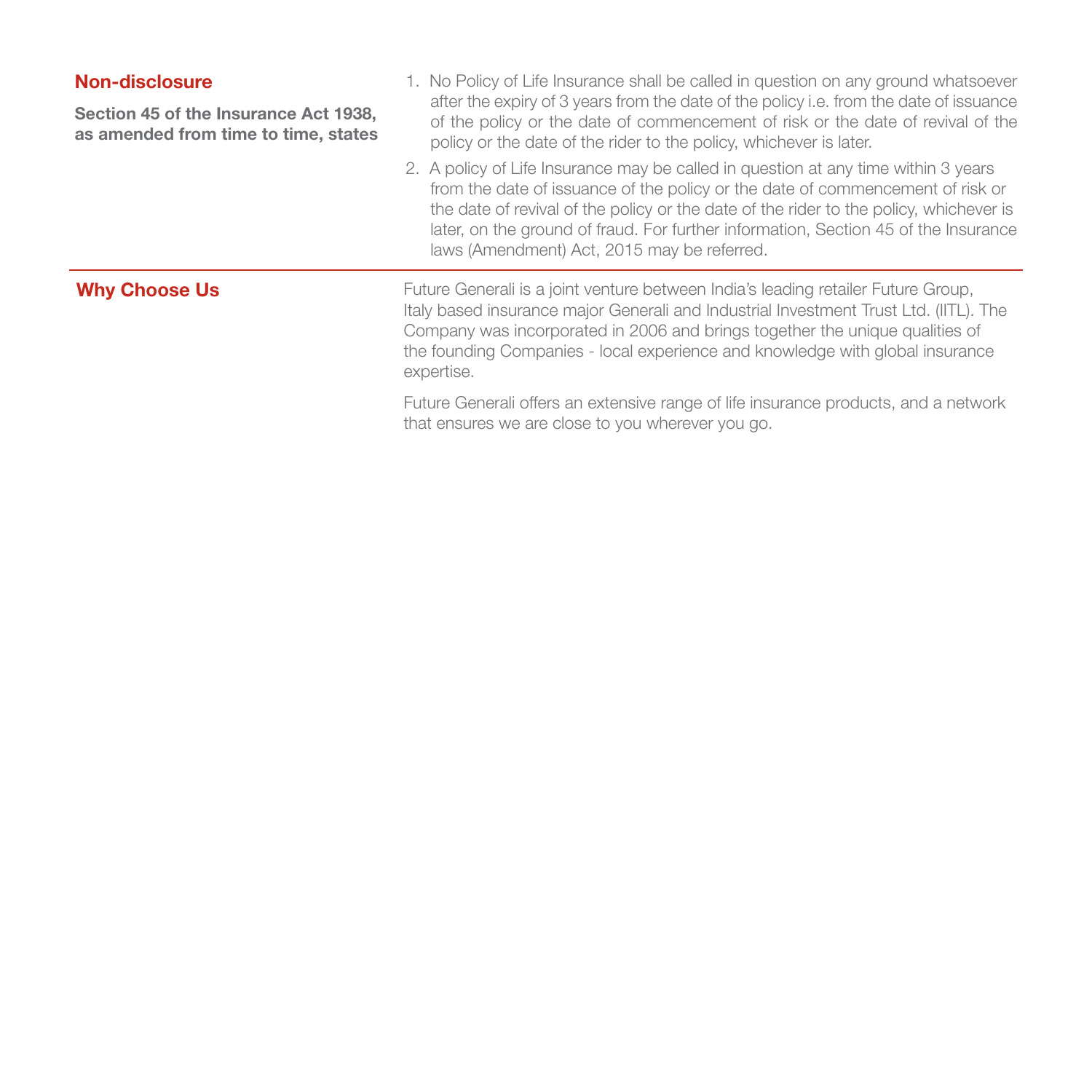## Non-disclosure

**Section 45 of the Insurance Act 1938, as amended from time to time, states**

1. No Policy of Life Insurance shall be called in question on any ground whatsoever after the expiry of 3 years from the date of the policy i.e. from the date of issuance of the policy or the date of commencement of risk or the date of revival of the policy or the date of the rider to the policy, whichever is later.
2. A policy of Life Insurance may be called in question at any time within 3 years from the date of issuance of the policy or the date of commencement of risk or the date of revival of the policy or the date of the rider to the policy, whichever is later, on the ground of fraud. For further information, Section 45 of the Insurance laws (Amendment) Act, 2015 may be referred.

## Why Choose Us

Future Generali is a joint venture between India's leading retailer Future Group, Italy based insurance major Generali and Industrial Investment Trust Ltd. (IITL). The Company was incorporated in 2006 and brings together the unique qualities of the founding Companies - local experience and knowledge with global insurance expertise.

Future Generali offers an extensive range of life insurance products, and a network that ensures we are close to you wherever you go.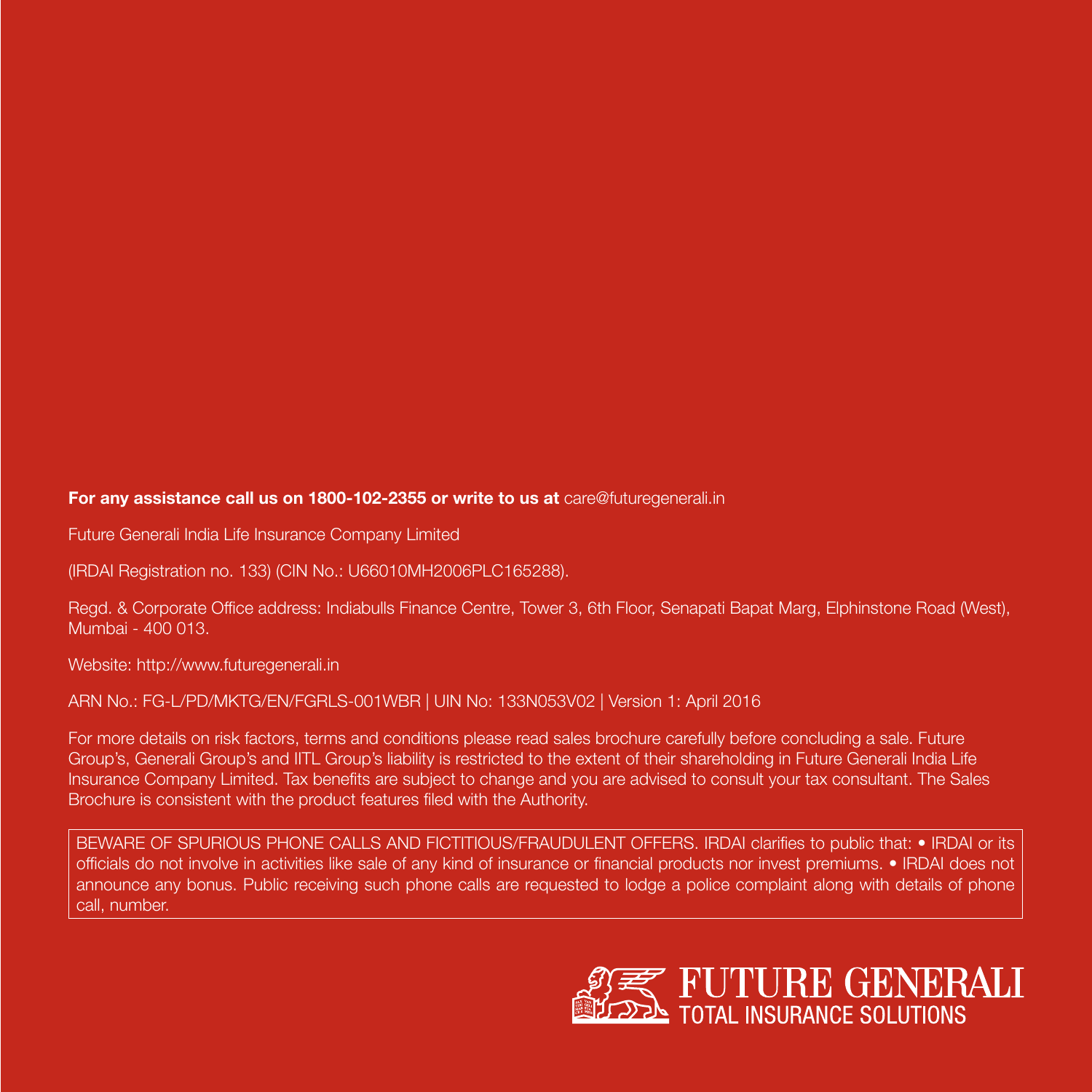**For any assistance call us on 1800-102-2355 or write to us at** care@futuregenerali.in

Future Generali India Life Insurance Company Limited

(IRDAI Registration no. 133) (CIN No.: U66010MH2006PLC165288).

Regd. & Corporate Office address: Indiabulls Finance Centre, Tower 3, 6th Floor, Senapati Bapat Marg, Elphinstone Road (West), Mumbai - 400 013.

Website: http://www.futuregenerali.in

ARN No.: FG-L/PD/MKTG/EN/FGRLS-001WBR | UIN No: 133N053V02 | Version 1: April 2016

For more details on risk factors, terms and conditions please read sales brochure carefully before concluding a sale. Future Group's, Generali Group's and IITL Group's liability is restricted to the extent of their shareholding in Future Generali India Life Insurance Company Limited. Tax benefits are subject to change and you are advised to consult your tax consultant. The Sales Brochure is consistent with the product features filed with the Authority.

BEWARE OF SPURIOUS PHONE CALLS AND FICTITIOUS/FRAUDULENT OFFERS. IRDAI clarifies to public that: • IRDAI or its officials do not involve in activities like sale of any kind of insurance or financial products nor invest premiums. • IRDAI does not announce any bonus. Public receiving such phone calls are requested to lodge a police complaint along with details of phone call, number.

FUTURE GENERALI
TOTAL INSURANCE SOLUTIONS